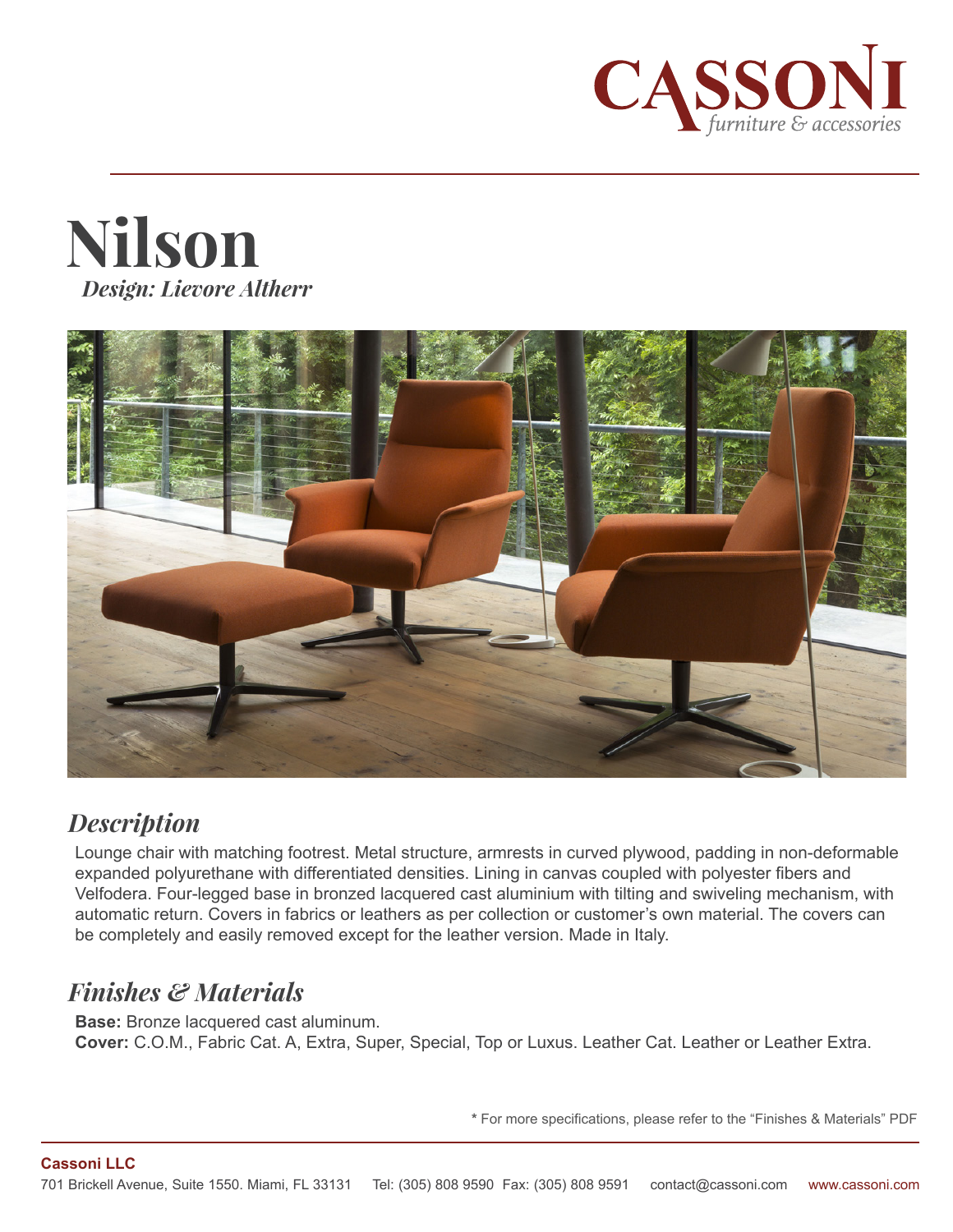CASSONI
*furniture & accessories*

# Nilson

*Design: Lievore Altherr*

## *Description*

Lounge chair with matching footrest. Metal structure, armrests in curved plywood, padding in non-deformable expanded polyurethane with differentiated densities. Lining in canvas coupled with polyester fibers and Velfodera. Four-legged base in bronzed lacquered cast aluminium with tilting and swiveling mechanism, with automatic return. Covers in fabrics or leathers as per collection or customer's own material. The covers can be completely and easily removed except for the leather version. Made in Italy.

## *Finishes & Materials*

**Base:** Bronze lacquered cast aluminum.
**Cover:** C.O.M., Fabric Cat. A, Extra, Super, Special, Top or Luxus. Leather Cat. Leather or Leather Extra.

* For more specifications, please refer to the "Finishes & Materials" PDF

**Cassoni LLC**
701 Brickell Avenue, Suite 1550. Miami, FL 33131 Tel: (305) 808 9590 Fax: (305) 808 9591 contact@cassoni.com www.cassoni.com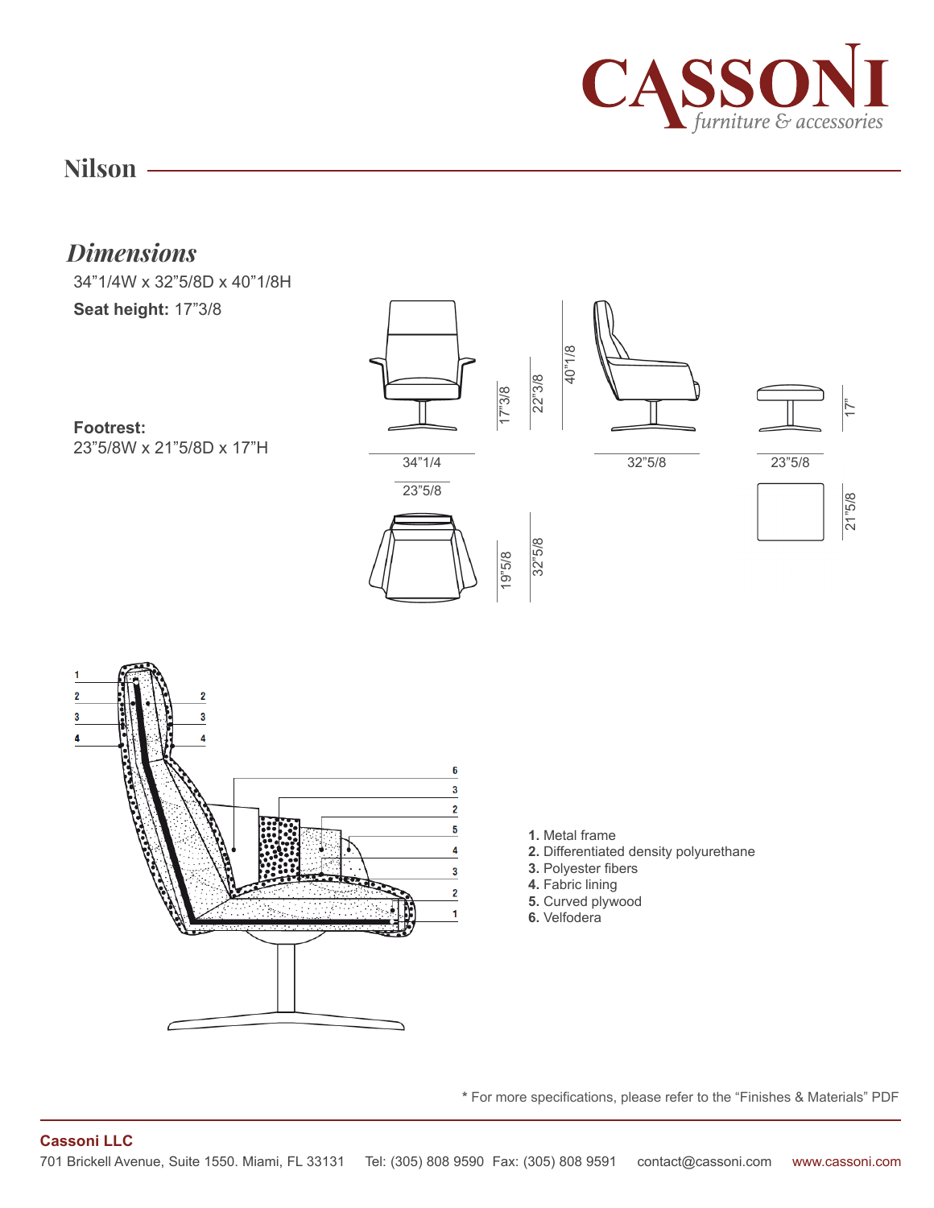# CASSONI
furniture & accessories

## Nilson

### *Dimensions*

34"1/4W x 32"5/8D x 40"1/8H

**Seat height:** 17"3/8

**Footrest:**
23"5/8W x 21"5/8D x 17"H

17"3/8
22"3/8
40"1/8
17"
34"1/4
32"5/8
23"5/8
23"5/8
19"5/8
32"5/8
21"5/8

1
2
3
4
2
3
4
6
3
2
5
4
3
2
1

**1.** Metal frame
**2.** Differentiated density polyurethane
**3.** Polyester fibers
**4.** Fabric lining
**5.** Curved plywood
**6.** Velfodera

* For more specifications, please refer to the "Finishes & Materials" PDF

**Cassoni LLC**
701 Brickell Avenue, Suite 1550. Miami, FL 33131 Tel: (305) 808 9590 Fax: (305) 808 9591 contact@cassoni.com www.cassoni.com